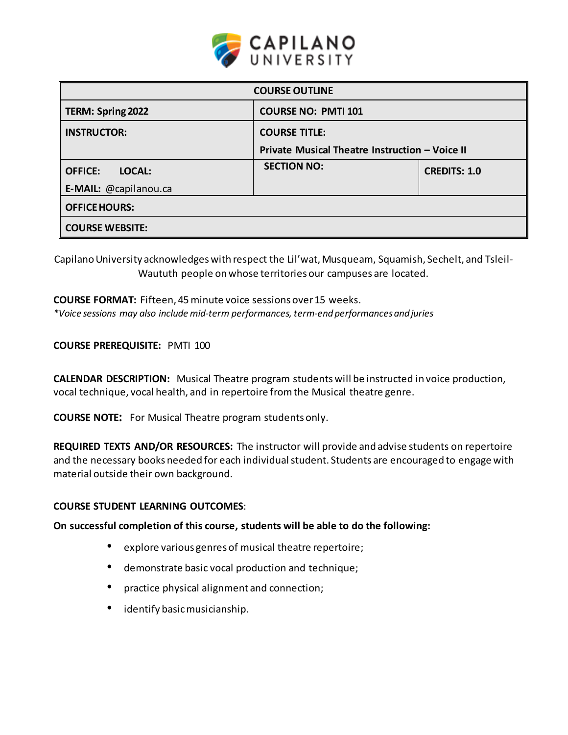CAPILANO UNIVERSITY

| COURSE OUTLINE | | |
|---|---|---|
| **TERM: Spring 2022** | **COURSE NO: PMTI 101** | |
| **INSTRUCTOR:** | **COURSE TITLE:** Private Musical Theatre Instruction – Voice II | |
| **OFFICE: LOCAL:** **E-MAIL:** @capilanou.ca | **SECTION NO:** | **CREDITS: 1.0** |
| **OFFICE HOURS:** | | |
| **COURSE WEBSITE:** | | |

Capilano University acknowledges with respect the Lil'wat, Musqueam, Squamish, Sechelt, and Tsleil-Waututh people on whose territories our campuses are located.

**COURSE FORMAT:** Fifteen, 45 minute voice sessions over 15 weeks.
*\*Voice sessions may also include mid-term performances, term-end performances and juries*

**COURSE PREREQUISITE:** PMTI 100

**CALENDAR DESCRIPTION:** Musical Theatre program students will be instructed in voice production, vocal technique, vocal health, and in repertoire from the Musical theatre genre.

**COURSE NOTE:** For Musical Theatre program students only.

**REQUIRED TEXTS AND/OR RESOURCES:** The instructor will provide and advise students on repertoire and the necessary books needed for each individual student. Students are encouraged to engage with material outside their own background.

**COURSE STUDENT LEARNING OUTCOMES**:

**On successful completion of this course, students will be able to do the following:**

- explore various genres of musical theatre repertoire;
- demonstrate basic vocal production and technique;
- practice physical alignment and connection;
- identify basic musicianship.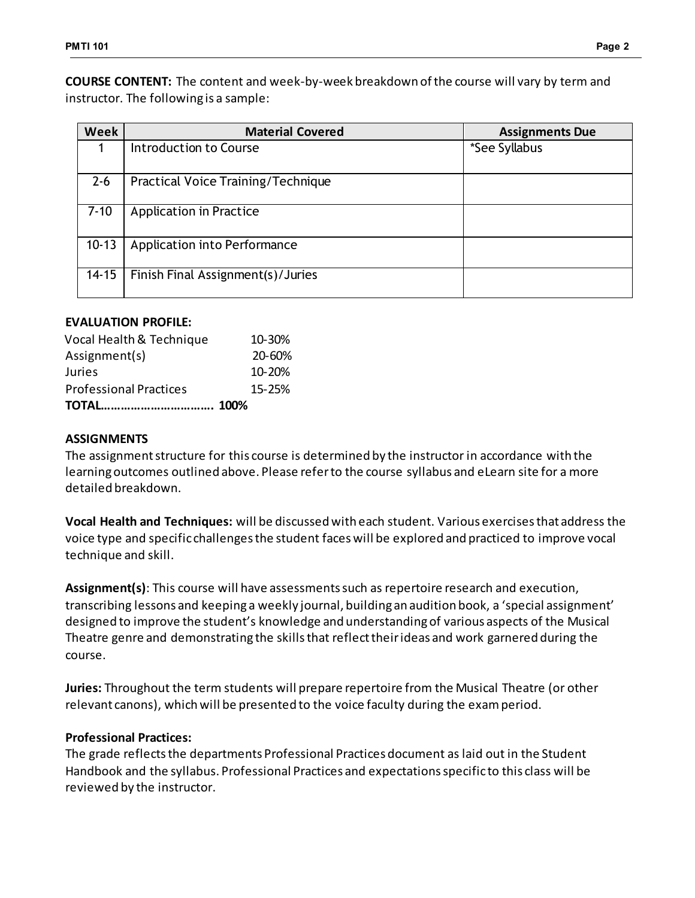**COURSE CONTENT:** The content and week-by-week breakdown of the course will vary by term and instructor. The following is a sample:

| Week | Material Covered | Assignments Due |
| --- | --- | --- |
| 1 | Introduction to Course | *See Syllabus |
| 2-6 | Practical Voice Training/Technique | |
| 7-10 | Application in Practice | |
| 10-13 | Application into Performance | |
| 14-15 | Finish Final Assignment(s)/Juries | |

**EVALUATION PROFILE:**

| | |
| --- | --- |
| Vocal Health & Technique | 10-30% |
| Assignment(s) | 20-60% |
| Juries | 10-20% |
| Professional Practices | 15-25% |
| **TOTAL……………………………. 100%** | |

**ASSIGNMENTS**

The assignment structure for this course is determined by the instructor in accordance with the learning outcomes outlined above. Please refer to the course syllabus and eLearn site for a more detailed breakdown.

**Vocal Health and Techniques:** will be discussed with each student. Various exercises that address the voice type and specific challenges the student faces will be explored and practiced to improve vocal technique and skill.

**Assignment(s)**: This course will have assessments such as repertoire research and execution, transcribing lessons and keeping a weekly journal, building an audition book, a 'special assignment' designed to improve the student's knowledge and understanding of various aspects of the Musical Theatre genre and demonstrating the skills that reflect their ideas and work garnered during the course.

**Juries:** Throughout the term students will prepare repertoire from the Musical Theatre (or other relevant canons), which will be presented to the voice faculty during the exam period.

**Professional Practices:**

The grade reflects the departments Professional Practices document as laid out in the Student Handbook and the syllabus. Professional Practices and expectations specific to this class will be reviewed by the instructor.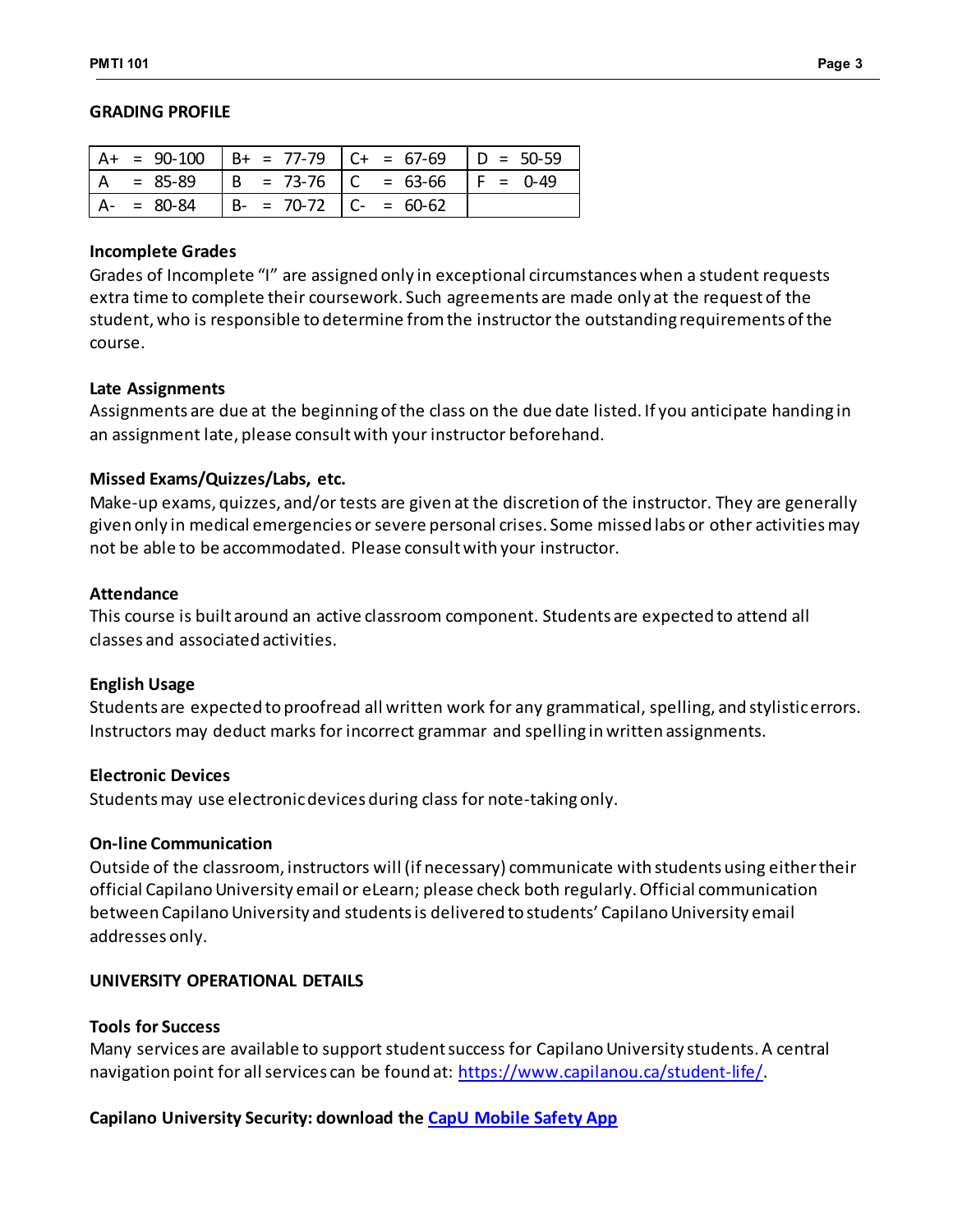## GRADING PROFILE

| | | | |
|---|---|---|---|
| A+ = 90-100 | B+ = 77-79 | C+ = 67-69 | D = 50-59 |
| A = 85-89 | B = 73-76 | C = 63-66 | F = 0-49 |
| A- = 80-84 | B- = 70-72 | C- = 60-62 | |

### Incomplete Grades

Grades of Incomplete "I" are assigned only in exceptional circumstances when a student requests extra time to complete their coursework. Such agreements are made only at the request of the student, who is responsible to determine from the instructor the outstanding requirements of the course.

### Late Assignments

Assignments are due at the beginning of the class on the due date listed. If you anticipate handing in an assignment late, please consult with your instructor beforehand.

### Missed Exams/Quizzes/Labs, etc.

Make-up exams, quizzes, and/or tests are given at the discretion of the instructor. They are generally given only in medical emergencies or severe personal crises. Some missed labs or other activities may not be able to be accommodated. Please consult with your instructor.

### Attendance

This course is built around an active classroom component. Students are expected to attend all classes and associated activities.

### English Usage

Students are expected to proofread all written work for any grammatical, spelling, and stylistic errors. Instructors may deduct marks for incorrect grammar and spelling in written assignments.

### Electronic Devices

Students may use electronic devices during class for note-taking only.

### On-line Communication

Outside of the classroom, instructors will (if necessary) communicate with students using either their official Capilano University email or eLearn; please check both regularly. Official communication between Capilano University and students is delivered to students' Capilano University email addresses only.

## UNIVERSITY OPERATIONAL DETAILS

### Tools for Success

Many services are available to support student success for Capilano University students. A central navigation point for all services can be found at: https://www.capilanou.ca/student-life/.

### Capilano University Security: download the CapU Mobile Safety App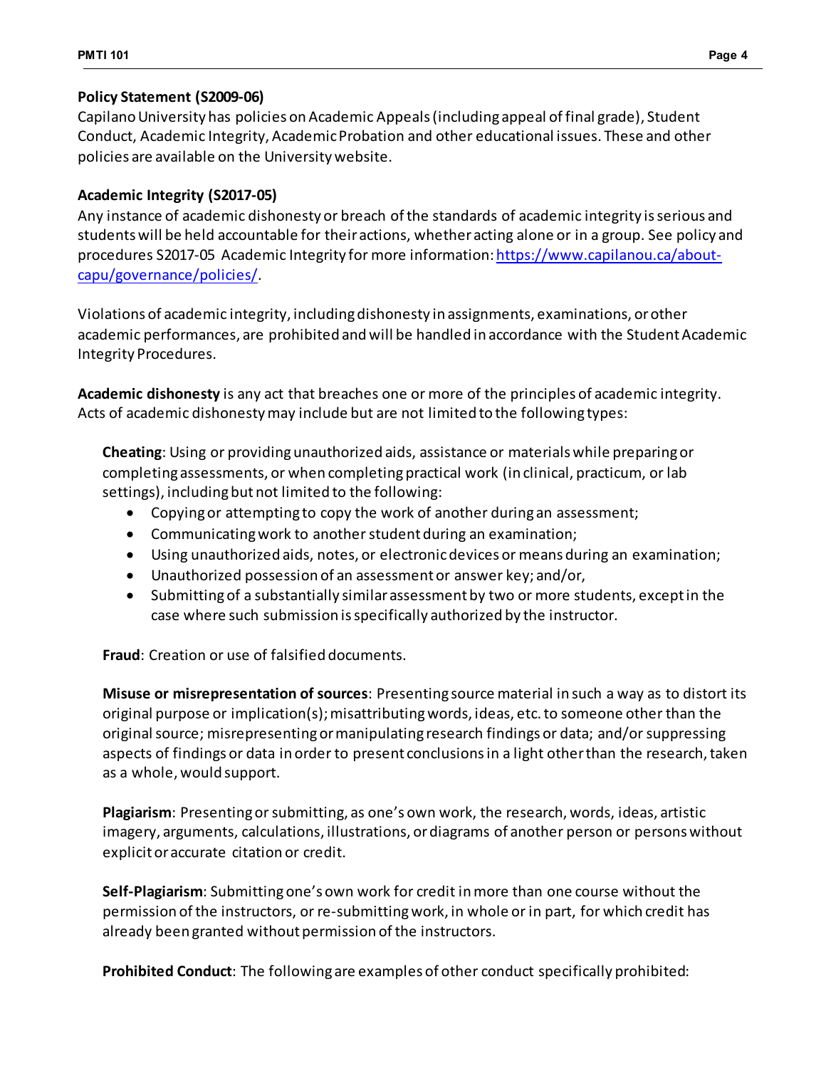**Policy Statement (S2009-06)**
Capilano University has policies on Academic Appeals (including appeal of final grade), Student Conduct, Academic Integrity, Academic Probation and other educational issues. These and other policies are available on the University website.

**Academic Integrity (S2017-05)**
Any instance of academic dishonesty or breach of the standards of academic integrity is serious and students will be held accountable for their actions, whether acting alone or in a group. See policy and procedures S2017-05 Academic Integrity for more information: [https://www.capilanou.ca/about-capu/governance/policies/](https://www.capilanou.ca/about-capu/governance/policies/).

Violations of academic integrity, including dishonesty in assignments, examinations, or other academic performances, are prohibited and will be handled in accordance with the Student Academic Integrity Procedures.

**Academic dishonesty** is any act that breaches one or more of the principles of academic integrity. Acts of academic dishonesty may include but are not limited to the following types:

**Cheating**: Using or providing unauthorized aids, assistance or materials while preparing or completing assessments, or when completing practical work (in clinical, practicum, or lab settings), including but not limited to the following:

- Copying or attempting to copy the work of another during an assessment;
- Communicating work to another student during an examination;
- Using unauthorized aids, notes, or electronic devices or means during an examination;
- Unauthorized possession of an assessment or answer key; and/or,
- Submitting of a substantially similar assessment by two or more students, except in the case where such submission is specifically authorized by the instructor.

**Fraud**: Creation or use of falsified documents.

**Misuse or misrepresentation of sources**: Presenting source material in such a way as to distort its original purpose or implication(s); misattributing words, ideas, etc. to someone other than the original source; misrepresenting or manipulating research findings or data; and/or suppressing aspects of findings or data in order to present conclusions in a light other than the research, taken as a whole, would support.

**Plagiarism**: Presenting or submitting, as one's own work, the research, words, ideas, artistic imagery, arguments, calculations, illustrations, or diagrams of another person or persons without explicit or accurate citation or credit.

**Self-Plagiarism**: Submitting one's own work for credit in more than one course without the permission of the instructors, or re-submitting work, in whole or in part, for which credit has already been granted without permission of the instructors.

**Prohibited Conduct**: The following are examples of other conduct specifically prohibited: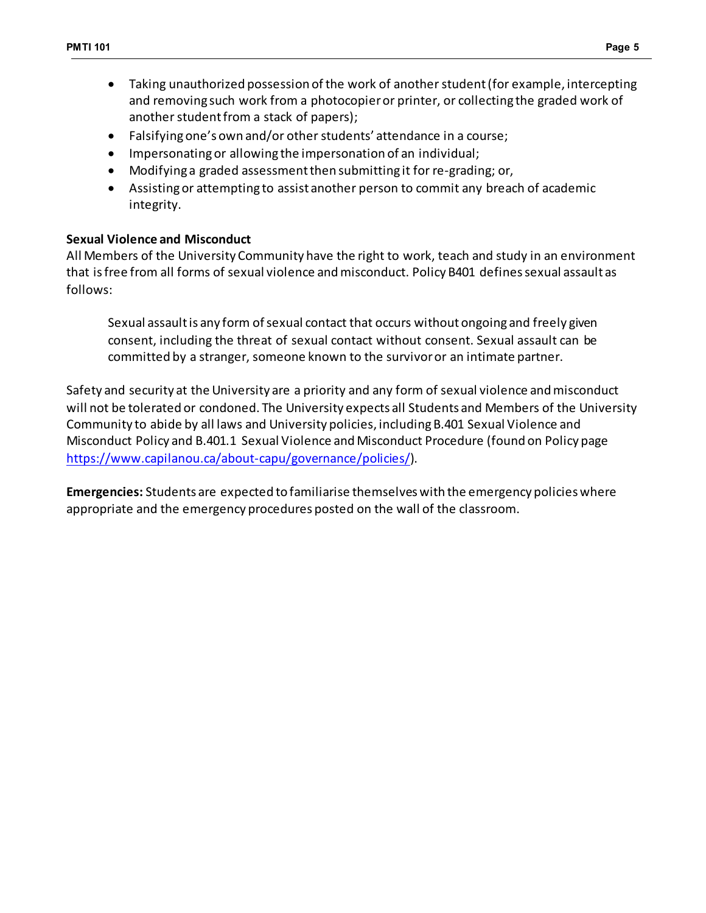- Taking unauthorized possession of the work of another student (for example, intercepting and removing such work from a photocopier or printer, or collecting the graded work of another student from a stack of papers);
- Falsifying one's own and/or other students' attendance in a course;
- Impersonating or allowing the impersonation of an individual;
- Modifying a graded assessment then submitting it for re-grading; or,
- Assisting or attempting to assist another person to commit any breach of academic integrity.

**Sexual Violence and Misconduct**

All Members of the University Community have the right to work, teach and study in an environment that is free from all forms of sexual violence and misconduct. Policy B401 defines sexual assault as follows:

> Sexual assault is any form of sexual contact that occurs without ongoing and freely given consent, including the threat of sexual contact without consent. Sexual assault can be committed by a stranger, someone known to the survivor or an intimate partner.

Safety and security at the University are a priority and any form of sexual violence and misconduct will not be tolerated or condoned. The University expects all Students and Members of the University Community to abide by all laws and University policies, including B.401 Sexual Violence and Misconduct Policy and B.401.1 Sexual Violence and Misconduct Procedure (found on Policy page https://www.capilanou.ca/about-capu/governance/policies/).

**Emergencies:** Students are expected to familiarise themselves with the emergency policies where appropriate and the emergency procedures posted on the wall of the classroom.